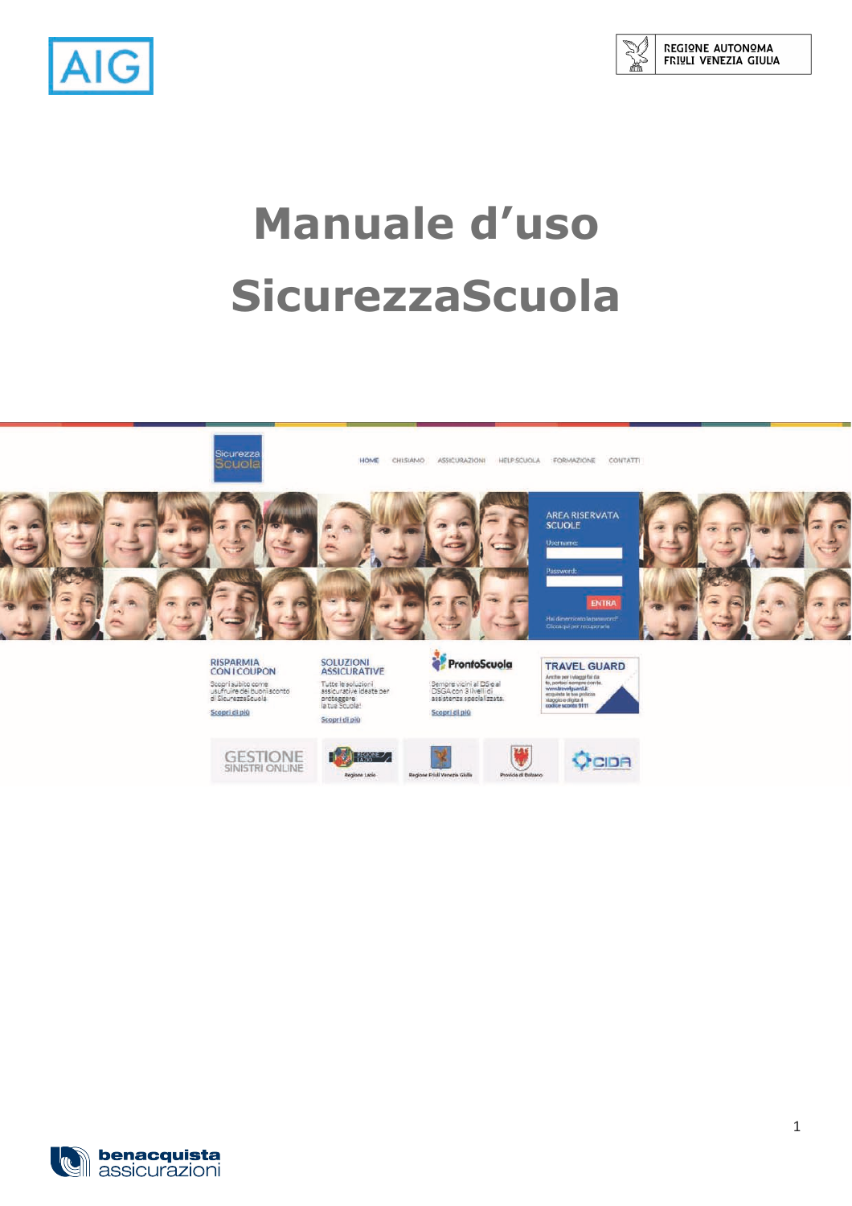# Manuale d'uso SicurezzaScuola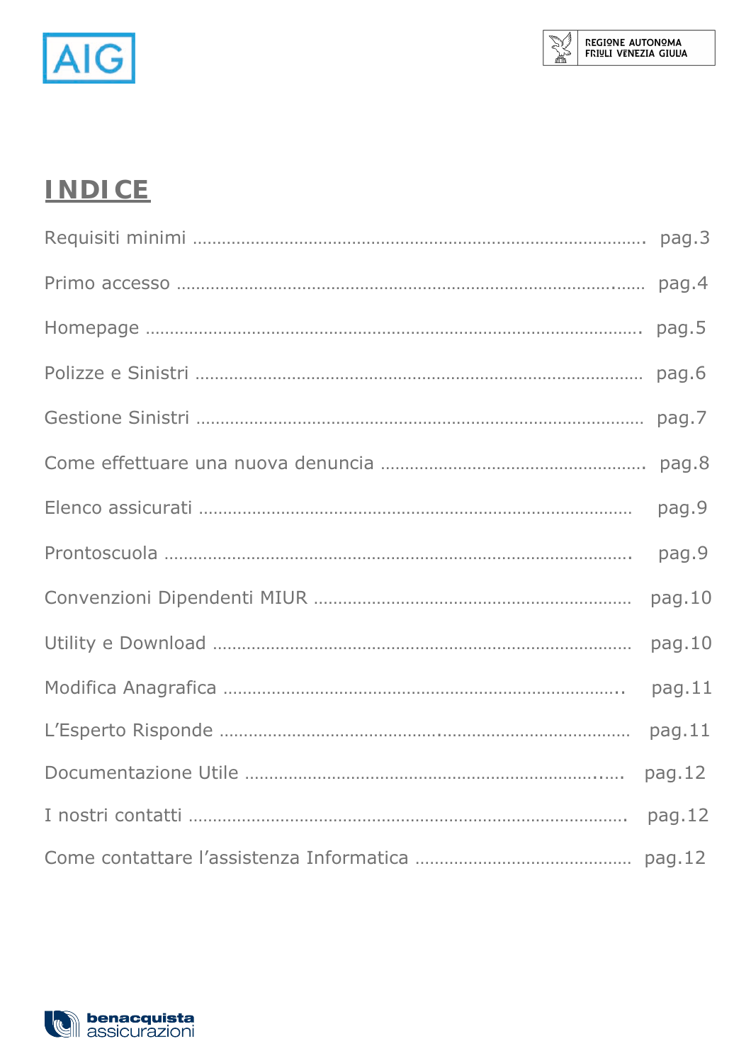# INDICE

| | |
|---|---|
| Requisiti minimi | pag.3 |
| Primo accesso | pag.4 |
| Homepage | pag.5 |
| Polizze e Sinistri | pag.6 |
| Gestione Sinistri | pag.7 |
| Come effettuare una nuova denuncia | pag.8 |
| Elenco assicurati | pag.9 |
| Prontoscuola | pag.9 |
| Convenzioni Dipendenti MIUR | pag.10 |
| Utility e Download | pag.10 |
| Modifica Anagrafica | pag.11 |
| L'Esperto Risponde | pag.11 |
| Documentazione Utile | pag.12 |
| I nostri contatti | pag.12 |
| Come contattare l'assistenza Informatica | pag.12 |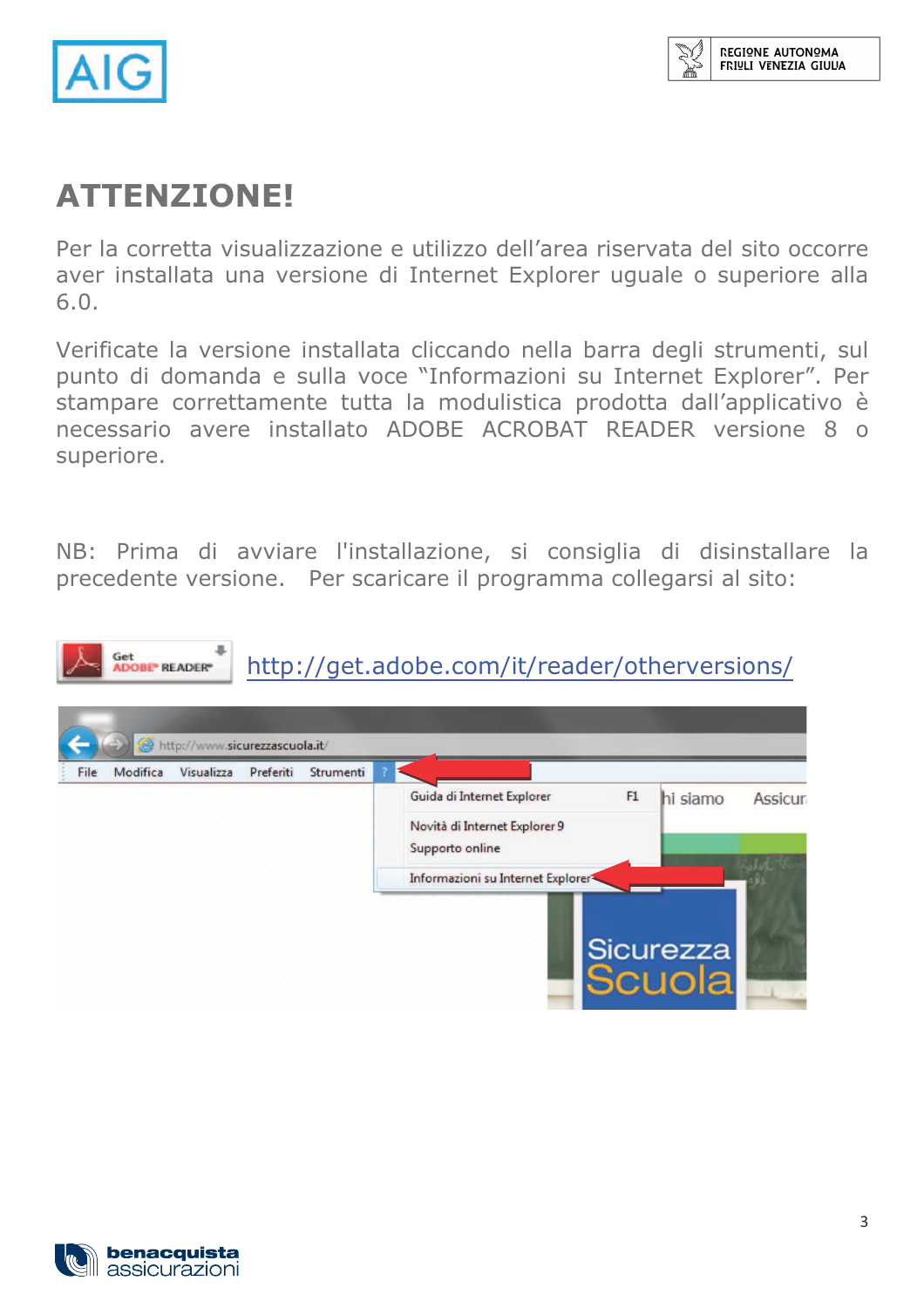# ATTENZIONE!

Per la corretta visualizzazione e utilizzo dell'area riservata del sito occorre aver installata una versione di Internet Explorer uguale o superiore alla 6.0.

Verificate la versione installata cliccando nella barra degli strumenti, sul punto di domanda e sulla voce "Informazioni su Internet Explorer". Per stampare correttamente tutta la modulistica prodotta dall'applicativo è necessario avere installato ADOBE ACROBAT READER versione 8 o superiore.

NB: Prima di avviare l'installazione, si consiglia di disinstallare la precedente versione. Per scaricare il programma collegarsi al sito:

http://get.adobe.com/it/reader/otherversions/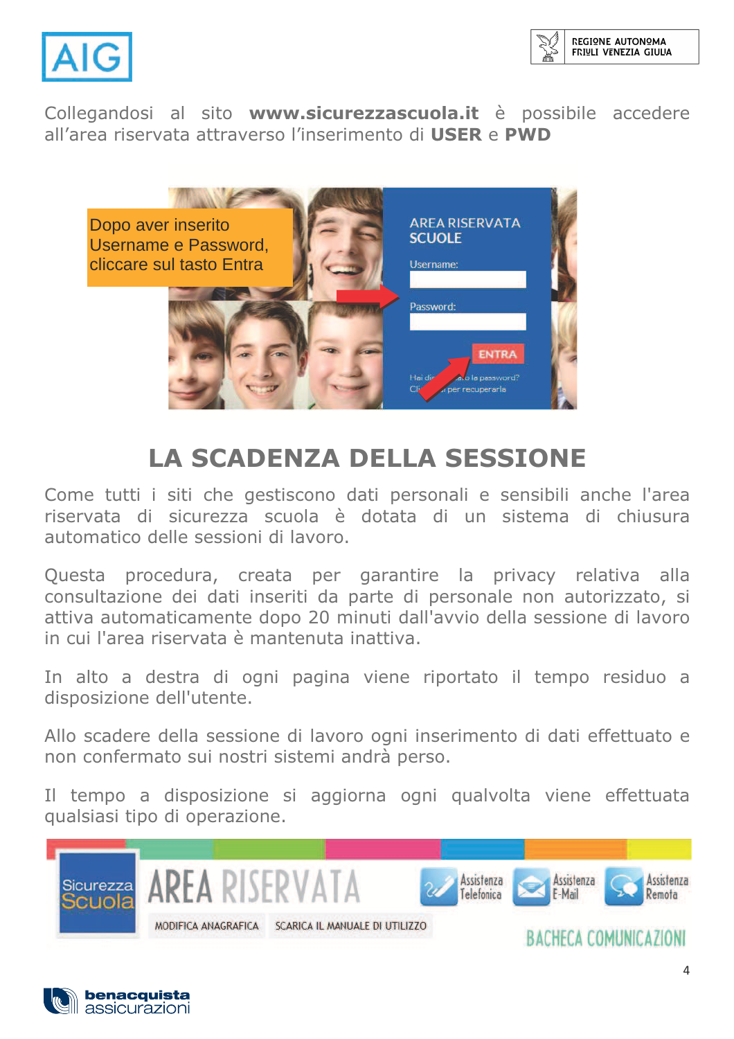Collegandosi al sito **www.sicurezzascuola.it** è possibile accedere all'area riservata attraverso l'inserimento di **USER** e **PWD**

Dopo aver inserito Username e Password, cliccare sul tasto Entra

## LA SCADENZA DELLA SESSIONE

Come tutti i siti che gestiscono dati personali e sensibili anche l'area riservata di sicurezza scuola è dotata di un sistema di chiusura automatico delle sessioni di lavoro.

Questa procedura, creata per garantire la privacy relativa alla consultazione dei dati inseriti da parte di personale non autorizzato, si attiva automaticamente dopo 20 minuti dall'avvio della sessione di lavoro in cui l'area riservata è mantenuta inattiva.

In alto a destra di ogni pagina viene riportato il tempo residuo a disposizione dell'utente.

Allo scadere della sessione di lavoro ogni inserimento di dati effettuato e non confermato sui nostri sistemi andrà perso.

Il tempo a disposizione si aggiorna ogni qualvolta viene effettuata qualsiasi tipo di operazione.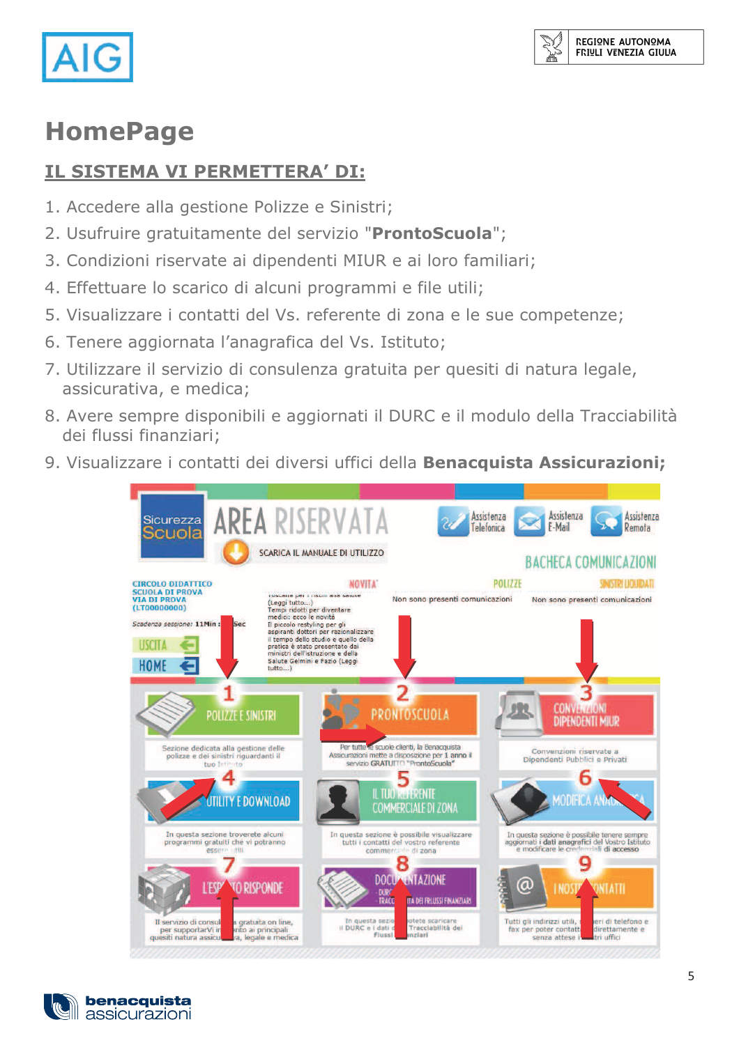# HomePage

## IL SISTEMA VI PERMETTERA' DI:

1. Accedere alla gestione Polizze e Sinistri;
2. Usufruire gratuitamente del servizio "**ProntoScuola**";
3. Condizioni riservate ai dipendenti MIUR e ai loro familiari;
4. Effettuare lo scarico di alcuni programmi e file utili;
5. Visualizzare i contatti del Vs. referente di zona e le sue competenze;
6. Tenere aggiornata l'anagrafica del Vs. Istituto;
7. Utilizzare il servizio di consulenza gratuita per quesiti di natura legale, assicurativa, e medica;
8. Avere sempre disponibili e aggiornati il DURC e il modulo della Tracciabilità dei flussi finanziari;
9. Visualizzare i contatti dei diversi uffici della **Benacquista Assicurazioni;**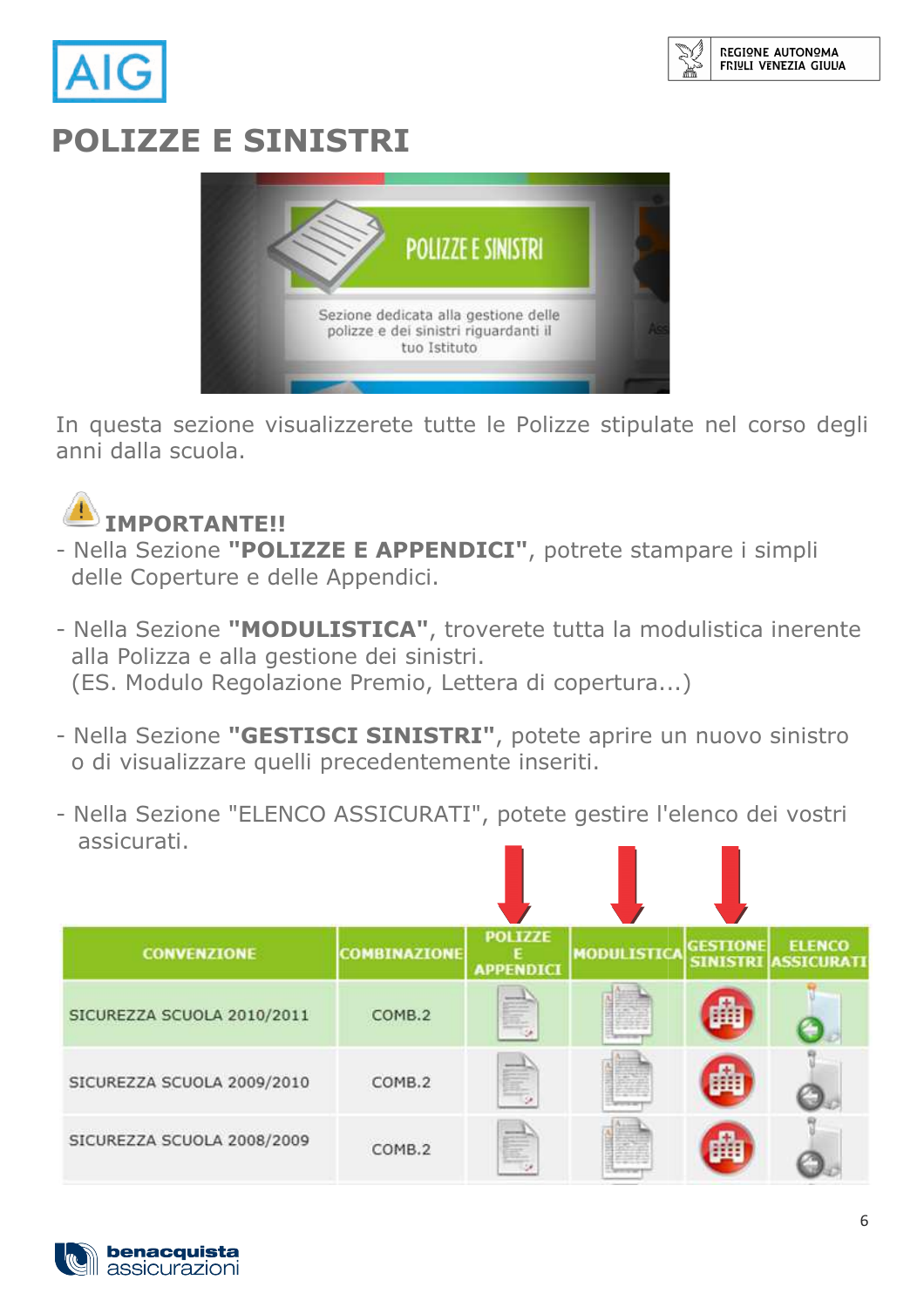# POLIZZE E SINISTRI

In questa sezione visualizzerete tutte le Polizze stipulate nel corso degli anni dalla scuola.

**IMPORTANTE!!**

- Nella Sezione **"POLIZZE E APPENDICI"**, potrete stampare i simpli delle Coperture e delle Appendici.

- Nella Sezione **"MODULISTICA"**, troverete tutta la modulistica inerente alla Polizza e alla gestione dei sinistri.
  (ES. Modulo Regolazione Premio, Lettera di copertura...)

- Nella Sezione **"GESTISCI SINISTRI"**, potete aprire un nuovo sinistro o di visualizzare quelli precedentemente inseriti.

- Nella Sezione "ELENCO ASSICURATI", potete gestire l'elenco dei vostri assicurati.

| CONVENZIONE | COMBINAZIONE | POLIZZE E APPENDICI | MODULISTICA | GESTIONE SINISTRI | ELENCO ASSICURATI |
|---|---|---|---|---|---|
| SICUREZZA SCUOLA 2010/2011 | COMB.2 | | | | |
| SICUREZZA SCUOLA 2009/2010 | COMB.2 | | | | |
| SICUREZZA SCUOLA 2008/2009 | COMB.2 | | | | |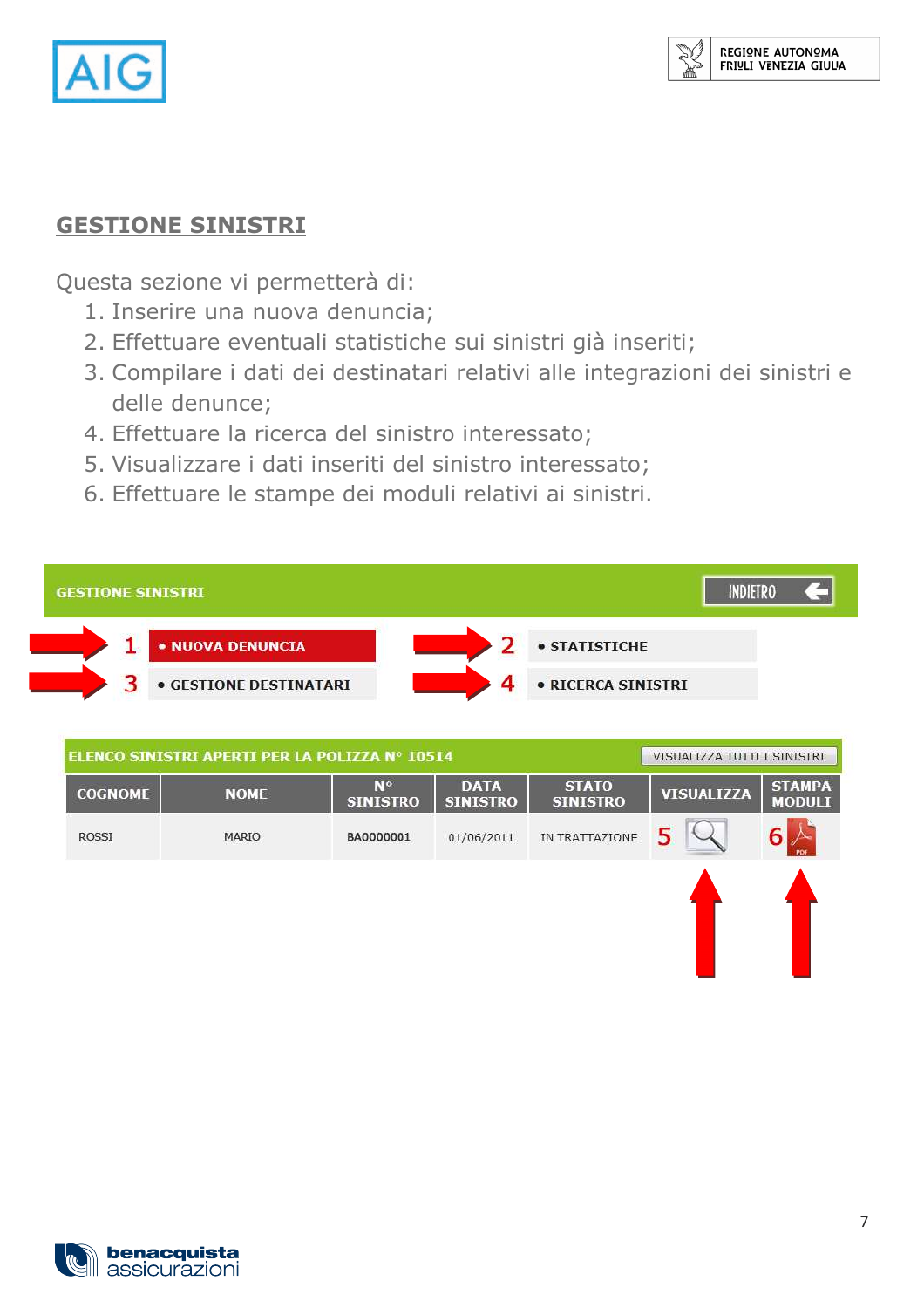## GESTIONE SINISTRI

Questa sezione vi permetterà di:

1. Inserire una nuova denuncia;
2. Effettuare eventuali statistiche sui sinistri già inseriti;
3. Compilare i dati dei destinatari relativi alle integrazioni dei sinistri e delle denunce;
4. Effettuare la ricerca del sinistro interessato;
5. Visualizzare i dati inseriti del sinistro interessato;
6. Effettuare le stampe dei moduli relativi ai sinistri.

GESTIONE SINISTRI — INDIETRO

1 • NUOVA DENUNCIA — 2 • STATISTICHE

3 • GESTIONE DESTINATARI — 4 • RICERCA SINISTRI

ELENCO SINISTRI APERTI PER LA POLIZZA N° 10514 — VISUALIZZA TUTTI I SINISTRI

| COGNOME | NOME | N° SINISTRO | DATA SINISTRO | STATO SINISTRO | VISUALIZZA | STAMPA MODULI |
|---|---|---|---|---|---|---|
| ROSSI | MARIO | BA0000001 | 01/06/2011 | IN TRATTAZIONE | 5 | 6 |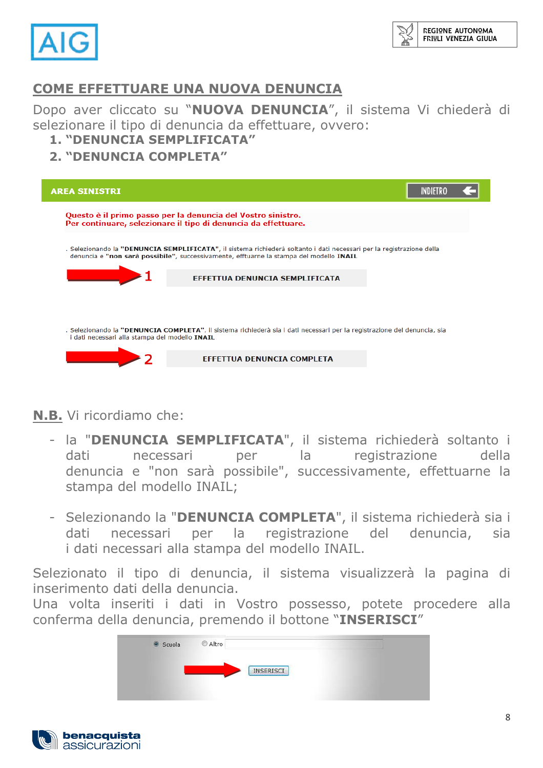## COME EFFETTUARE UNA NUOVA DENUNCIA

Dopo aver cliccato su "**NUOVA DENUNCIA**", il sistema Vi chiederà di selezionare il tipo di denuncia da effettuare, ovvero:

1. **"DENUNCIA SEMPLIFICATA"**
2. **"DENUNCIA COMPLETA"**

**AREA SINISTRI** INDIETRO

**Questo è il primo passo per la denuncia del Vostro sinistro.**
**Per continuare, selezionare il tipo di denuncia da effettuare.**

. Selezionando la **"DENUNCIA SEMPLIFICATA"**, il sistema richiederà soltanto i dati necessari per la registrazione della denuncia e **"non sarà possibile"**, successivamente, effturne la stampa del modello **INAIL**

1 EFFETTUA DENUNCIA SEMPLIFICATA

. Selezionando la **"DENUNCIA COMPLETA"**, il sistema richiederà sia i dati necessari per la registrazione del denuncia, sia i dati necessari alla stampa del modello **INAIL**

2 EFFETTUA DENUNCIA COMPLETA

**N.B.** Vi ricordiamo che:

- la "**DENUNCIA SEMPLIFICATA**", il sistema richiederà soltanto i dati necessari per la registrazione della denuncia e "non sarà possibile", successivamente, effettuarne la stampa del modello INAIL;

- Selezionando la "**DENUNCIA COMPLETA**", il sistema richiederà sia i dati necessari per la registrazione del denuncia, sia i dati necessari alla stampa del modello INAIL.

Selezionato il tipo di denuncia, il sistema visualizzerà la pagina di inserimento dati della denuncia.
Una volta inseriti i dati in Vostro possesso, potete procedere alla conferma della denuncia, premendo il bottone "**INSERISCI**"

Scuola Altro

INSERISCI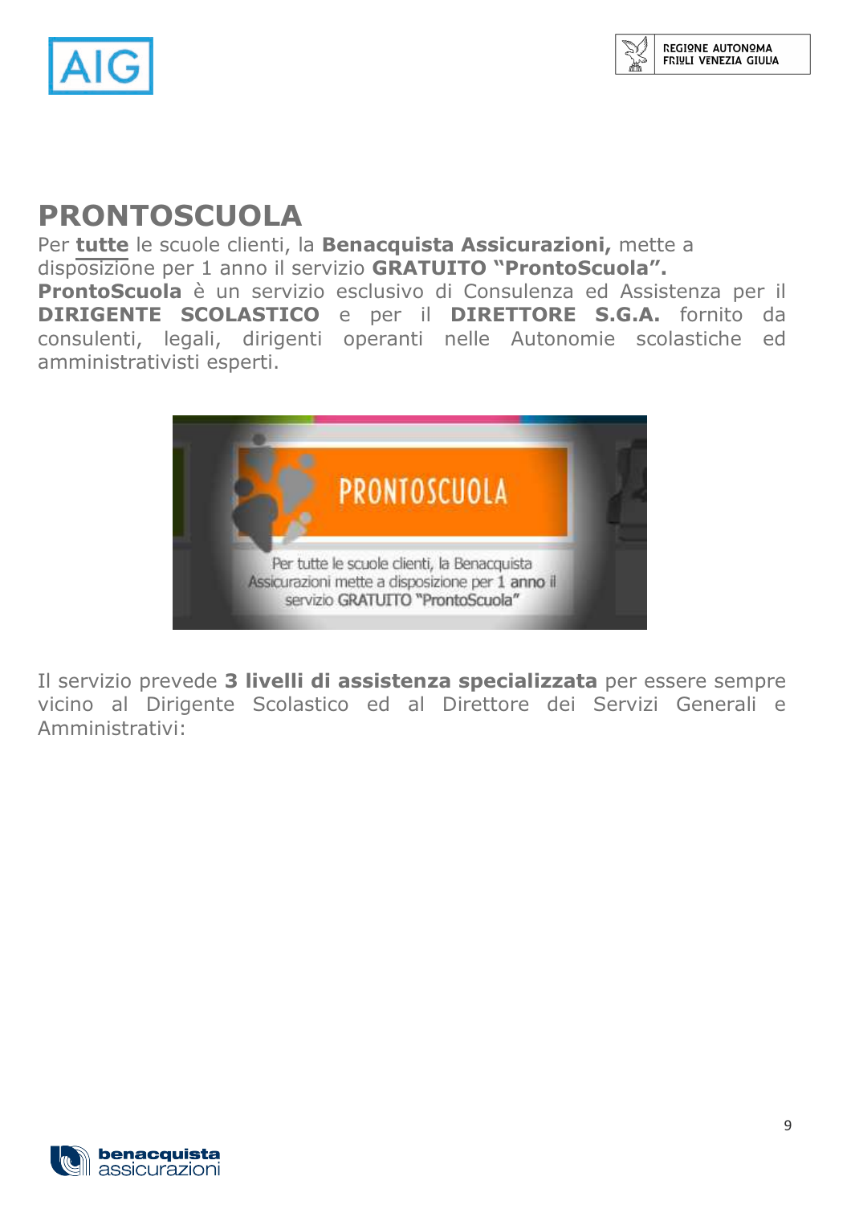# PRONTOSCUOLA

Per **tutte** le scuole clienti, la **Benacquista Assicurazioni,** mette a disposizione per 1 anno il servizio **GRATUITO "ProntoScuola".**
**ProntoScuola** è un servizio esclusivo di Consulenza ed Assistenza per il **DIRIGENTE SCOLASTICO** e per il **DIRETTORE S.G.A.** fornito da consulenti, legali, dirigenti operanti nelle Autonomie scolastiche ed amministrativisti esperti.

Il servizio prevede **3 livelli di assistenza specializzata** per essere sempre vicino al Dirigente Scolastico ed al Direttore dei Servizi Generali e Amministrativi: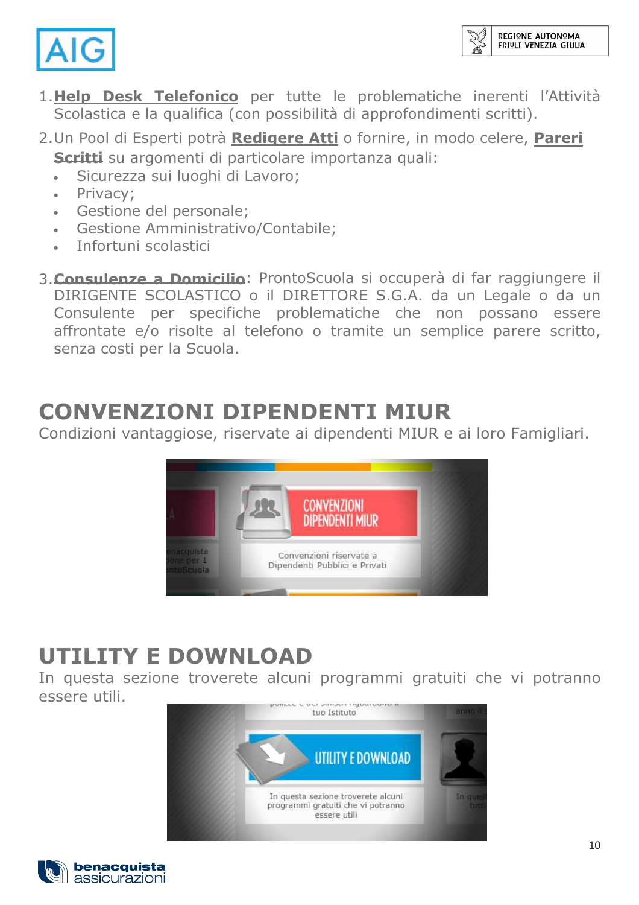1. **Help Desk Telefonico** per tutte le problematiche inerenti l'Attività Scolastica e la qualifica (con possibilità di approfondimenti scritti).
2. Un Pool di Esperti potrà **Redigere Atti** o fornire, in modo celere, **Pareri Scritti** su argomenti di particolare importanza quali:
   - Sicurezza sui luoghi di Lavoro;
   - Privacy;
   - Gestione del personale;
   - Gestione Amministrativo/Contabile;
   - Infortuni scolastici
3. **Consulenze a Domicilio**: ProntoScuola si occuperà di far raggiungere il DIRIGENTE SCOLASTICO o il DIRETTORE S.G.A. da un Legale o da un Consulente per specifiche problematiche che non possano essere affrontate e/o risolte al telefono o tramite un semplice parere scritto, senza costi per la Scuola.

# CONVENZIONI DIPENDENTI MIUR

Condizioni vantaggiose, riservate ai dipendenti MIUR e ai loro Famigliari.

# UTILITY E DOWNLOAD

In questa sezione troverete alcuni programmi gratuiti che vi potranno essere utili.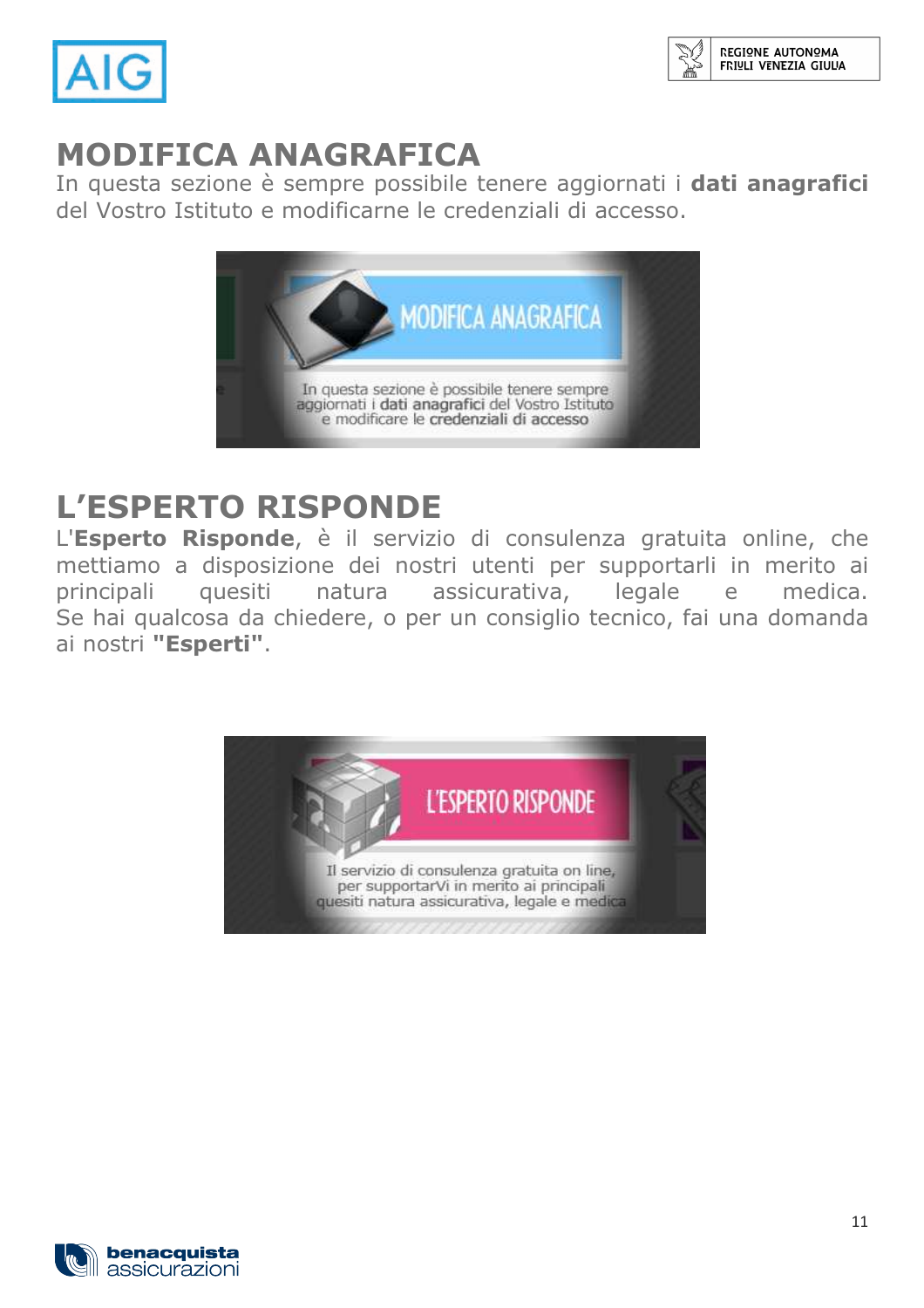## MODIFICA ANAGRAFICA

In questa sezione è sempre possibile tenere aggiornati i **dati anagrafici** del Vostro Istituto e modificarne le credenziali di accesso.

MODIFICA ANAGRAFICA

In questa sezione è possibile tenere sempre aggiornati i **dati anagrafici** del Vostro Istituto e modificare le **credenziali di accesso**

## L'ESPERTO RISPONDE

L'**Esperto Risponde**, è il servizio di consulenza gratuita online, che mettiamo a disposizione dei nostri utenti per supportarli in merito ai principali quesiti natura assicurativa, legale e medica.
Se hai qualcosa da chiedere, o per un consiglio tecnico, fai una domanda ai nostri **"Esperti"**.

L'ESPERTO RISPONDE

Il servizio di consulenza gratuita on line, per supportarVi in merito ai principali quesiti natura assicurativa, legale e medica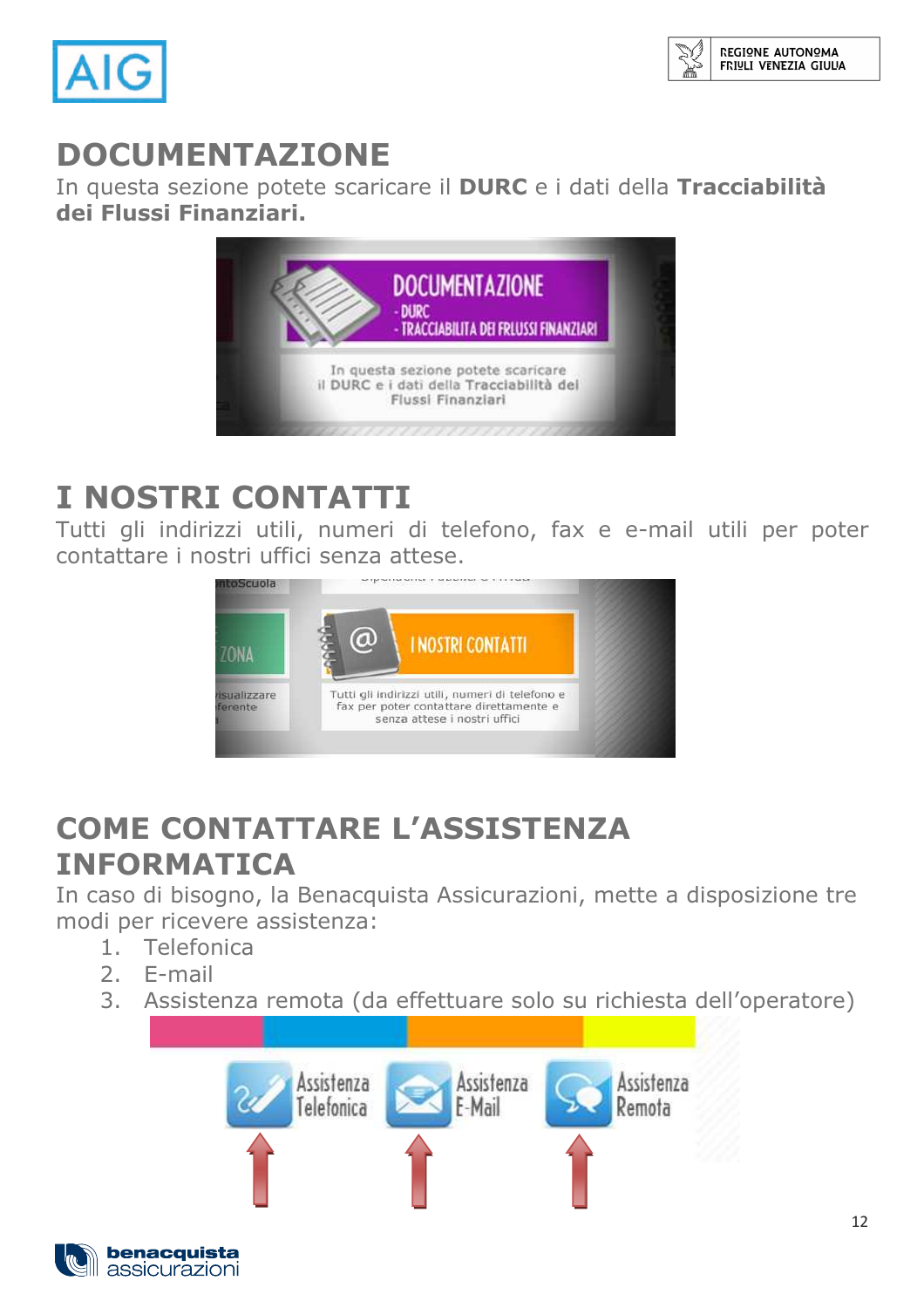## DOCUMENTAZIONE

In questa sezione potete scaricare il **DURC** e i dati della **Tracciabilità dei Flussi Finanziari.**

## I NOSTRI CONTATTI

Tutti gli indirizzi utili, numeri di telefono, fax e e-mail utili per poter contattare i nostri uffici senza attese.

## COME CONTATTARE L'ASSISTENZA INFORMATICA

In caso di bisogno, la Benacquista Assicurazioni, mette a disposizione tre modi per ricevere assistenza:

1. Telefonica
2. E-mail
3. Assistenza remota (da effettuare solo su richiesta dell'operatore)